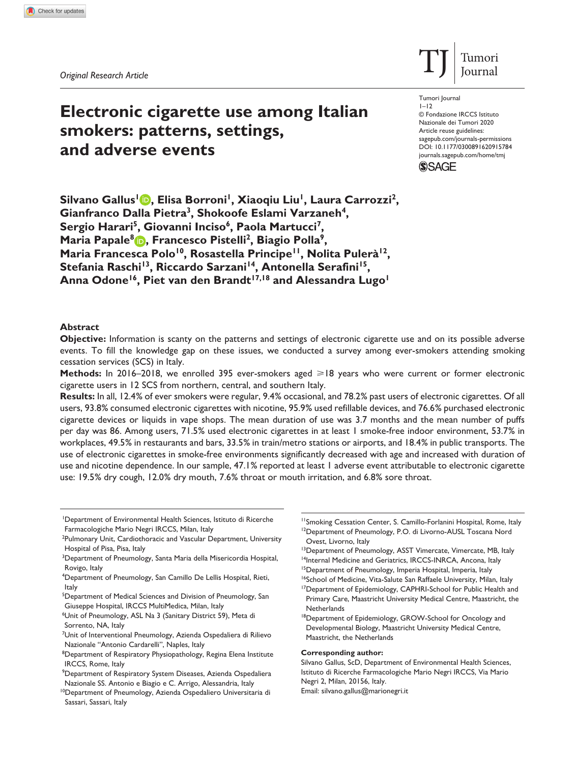*Original Research Article*

# Electronic cigarette use among Italian smokers: patterns, settings, and adverse events

Tumori Journal
1–12
© Fondazione IRCCS Istituto Nazionale dei Tumori 2020
Article reuse guidelines: sagepub.com/journals-permissions
DOI: 10.1177/0300891620915784
journals.sagepub.com/home/tmj

**Silvano Gallus[1], Elisa Borroni[1], Xiaoqiu Liu[1], Laura Carrozzi[2], Gianfranco Dalla Pietra[3], Shokoofe Eslami Varzaneh[4], Sergio Harari[5], Giovanni Inciso[6], Paola Martucci[7], Maria Papale[8], Francesco Pistelli[2], Biagio Polla[9], Maria Francesca Polo[10], Rosastella Principe[11], Nolita Pulerà[12], Stefania Raschi[13], Riccardo Sarzani[14], Antonella Serafini[15], Anna Odone[16], Piet van den Brandt[17,18] and Alessandra Lugo[1]**

## Abstract

**Objective:** Information is scanty on the patterns and settings of electronic cigarette use and on its possible adverse events. To fill the knowledge gap on these issues, we conducted a survey among ever-smokers attending smoking cessation services (SCS) in Italy.

**Methods:** In 2016–2018, we enrolled 395 ever-smokers aged $\geqslant$18 years who were current or former electronic cigarette users in 12 SCS from northern, central, and southern Italy.

**Results:** In all, 12.4% of ever smokers were regular, 9.4% occasional, and 78.2% past users of electronic cigarettes. Of all users, 93.8% consumed electronic cigarettes with nicotine, 95.9% used refillable devices, and 76.6% purchased electronic cigarette devices or liquids in vape shops. The mean duration of use was 3.7 months and the mean number of puffs per day was 86. Among users, 71.5% used electronic cigarettes in at least 1 smoke-free indoor environment, 53.7% in workplaces, 49.5% in restaurants and bars, 33.5% in train/metro stations or airports, and 18.4% in public transports. The use of electronic cigarettes in smoke-free environments significantly decreased with age and increased with duration of use and nicotine dependence. In our sample, 47.1% reported at least 1 adverse event attributable to electronic cigarette use: 19.5% dry cough, 12.0% dry mouth, 7.6% throat or mouth irritation, and 6.8% sore throat.

[1]Department of Environmental Health Sciences, Istituto di Ricerche Farmacologiche Mario Negri IRCCS, Milan, Italy
[2]Pulmonary Unit, Cardiothoracic and Vascular Department, University Hospital of Pisa, Pisa, Italy
[3]Department of Pneumology, Santa Maria della Misericordia Hospital, Rovigo, Italy
[4]Department of Pneumology, San Camillo De Lellis Hospital, Rieti, Italy
[5]Department of Medical Sciences and Division of Pneumology, San Giuseppe Hospital, IRCCS MultiMedica, Milan, Italy
[6]Unit of Pneumology, ASL Na 3 (Sanitary District 59), Meta di Sorrento, NA, Italy
[7]Unit of Interventional Pneumology, Azienda Ospedaliera di Rilievo Nazionale "Antonio Cardarelli", Naples, Italy
[8]Department of Respiratory Physiopathology, Regina Elena Institute IRCCS, Rome, Italy
[9]Department of Respiratory System Diseases, Azienda Ospedaliera Nazionale SS. Antonio e Biagio e C. Arrigo, Alessandria, Italy
[10]Department of Pneumology, Azienda Ospedaliero Universitaria di Sassari, Sassari, Italy
[11]Smoking Cessation Center, S. Camillo-Forlanini Hospital, Rome, Italy
[12]Department of Pneumology, P.O. di Livorno-AUSL Toscana Nord Ovest, Livorno, Italy
[13]Department of Pneumology, ASST Vimercate, Vimercate, MB, Italy
[14]Internal Medicine and Geriatrics, IRCCS-INRCA, Ancona, Italy
[15]Department of Pneumology, Imperia Hospital, Imperia, Italy
[16]School of Medicine, Vita-Salute San Raffaele University, Milan, Italy
[17]Department of Epidemiology, CAPHRI-School for Public Health and Primary Care, Maastricht University Medical Centre, Maastricht, the Netherlands
[18]Department of Epidemiology, GROW-School for Oncology and Developmental Biology, Maastricht University Medical Centre, Maastricht, the Netherlands

**Corresponding author:**
Silvano Gallus, ScD, Department of Environmental Health Sciences, Istituto di Ricerche Farmacologiche Mario Negri IRCCS, Via Mario Negri 2, Milan, 20156, Italy.
Email: silvano.gallus@marionegri.it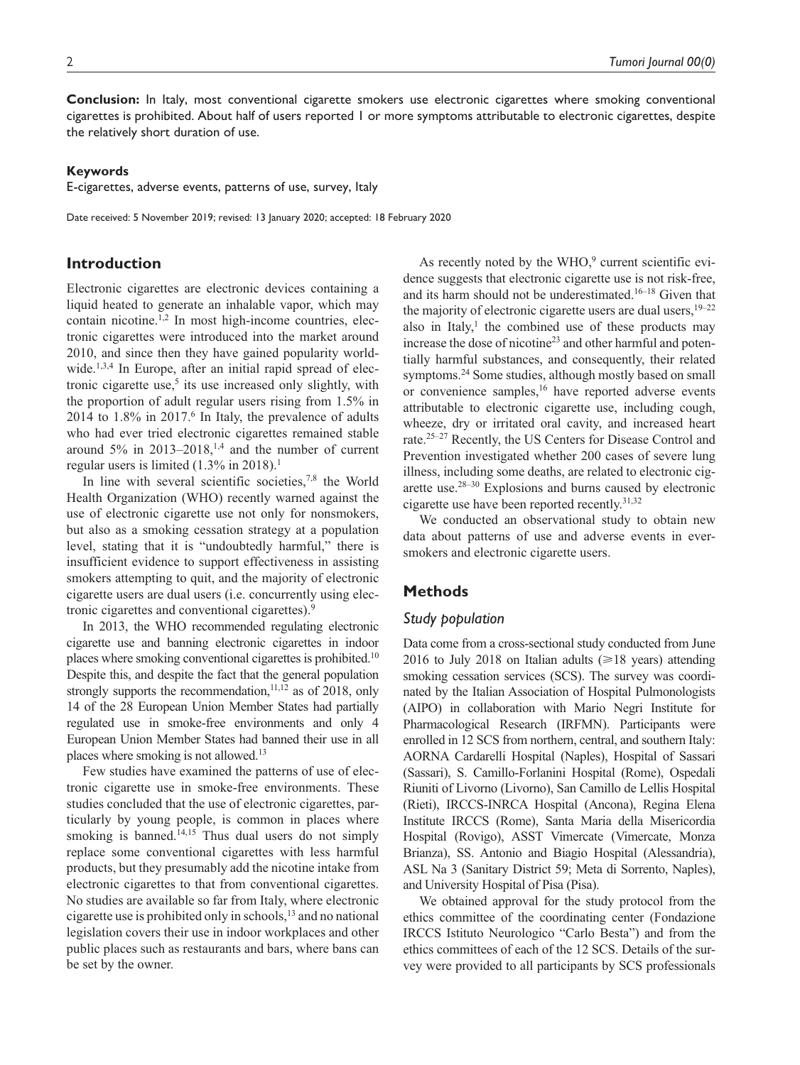**Conclusion:** In Italy, most conventional cigarette smokers use electronic cigarettes where smoking conventional cigarettes is prohibited. About half of users reported 1 or more symptoms attributable to electronic cigarettes, despite the relatively short duration of use.

#### Keywords

E-cigarettes, adverse events, patterns of use, survey, Italy

Date received: 5 November 2019; revised: 13 January 2020; accepted: 18 February 2020

## Introduction

Electronic cigarettes are electronic devices containing a liquid heated to generate an inhalable vapor, which may contain nicotine.[1,2] In most high-income countries, electronic cigarettes were introduced into the market around 2010, and since then they have gained popularity worldwide.[1,3,4] In Europe, after an initial rapid spread of electronic cigarette use,[5] its use increased only slightly, with the proportion of adult regular users rising from 1.5% in 2014 to 1.8% in 2017.[6] In Italy, the prevalence of adults who had ever tried electronic cigarettes remained stable around 5% in 2013–2018,[1,4] and the number of current regular users is limited (1.3% in 2018).[1]

In line with several scientific societies,[7,8] the World Health Organization (WHO) recently warned against the use of electronic cigarette use not only for nonsmokers, but also as a smoking cessation strategy at a population level, stating that it is "undoubtedly harmful," there is insufficient evidence to support effectiveness in assisting smokers attempting to quit, and the majority of electronic cigarette users are dual users (i.e. concurrently using electronic cigarettes and conventional cigarettes).[9]

In 2013, the WHO recommended regulating electronic cigarette use and banning electronic cigarettes in indoor places where smoking conventional cigarettes is prohibited.[10] Despite this, and despite the fact that the general population strongly supports the recommendation,[11,12] as of 2018, only 14 of the 28 European Union Member States had partially regulated use in smoke-free environments and only 4 European Union Member States had banned their use in all places where smoking is not allowed.[13]

Few studies have examined the patterns of use of electronic cigarette use in smoke-free environments. These studies concluded that the use of electronic cigarettes, particularly by young people, is common in places where smoking is banned.[14,15] Thus dual users do not simply replace some conventional cigarettes with less harmful products, but they presumably add the nicotine intake from electronic cigarettes to that from conventional cigarettes. No studies are available so far from Italy, where electronic cigarette use is prohibited only in schools,[13] and no national legislation covers their use in indoor workplaces and other public places such as restaurants and bars, where bans can be set by the owner.

As recently noted by the WHO,[9] current scientific evidence suggests that electronic cigarette use is not risk-free, and its harm should not be underestimated.[16–18] Given that the majority of electronic cigarette users are dual users,[19–22] also in Italy,[1] the combined use of these products may increase the dose of nicotine[23] and other harmful and potentially harmful substances, and consequently, their related symptoms.[24] Some studies, although mostly based on small or convenience samples,[16] have reported adverse events attributable to electronic cigarette use, including cough, wheeze, dry or irritated oral cavity, and increased heart rate.[25–27] Recently, the US Centers for Disease Control and Prevention investigated whether 200 cases of severe lung illness, including some deaths, are related to electronic cigarette use.[28–30] Explosions and burns caused by electronic cigarette use have been reported recently.[31,32]

We conducted an observational study to obtain new data about patterns of use and adverse events in ever-smokers and electronic cigarette users.

## Methods

### *Study population*

Data come from a cross-sectional study conducted from June 2016 to July 2018 on Italian adults ($\geq$18 years) attending smoking cessation services (SCS). The survey was coordinated by the Italian Association of Hospital Pulmonologists (AIPO) in collaboration with Mario Negri Institute for Pharmacological Research (IRFMN). Participants were enrolled in 12 SCS from northern, central, and southern Italy: AORNA Cardarelli Hospital (Naples), Hospital of Sassari (Sassari), S. Camillo-Forlanini Hospital (Rome), Ospedali Riuniti of Livorno (Livorno), San Camillo de Lellis Hospital (Rieti), IRCCS-INRCA Hospital (Ancona), Regina Elena Institute IRCCS (Rome), Santa Maria della Misericordia Hospital (Rovigo), ASST Vimercate (Vimercate, Monza Brianza), SS. Antonio and Biagio Hospital (Alessandria), ASL Na 3 (Sanitary District 59; Meta di Sorrento, Naples), and University Hospital of Pisa (Pisa).

We obtained approval for the study protocol from the ethics committee of the coordinating center (Fondazione IRCCS Istituto Neurologico "Carlo Besta") and from the ethics committees of each of the 12 SCS. Details of the survey were provided to all participants by SCS professionals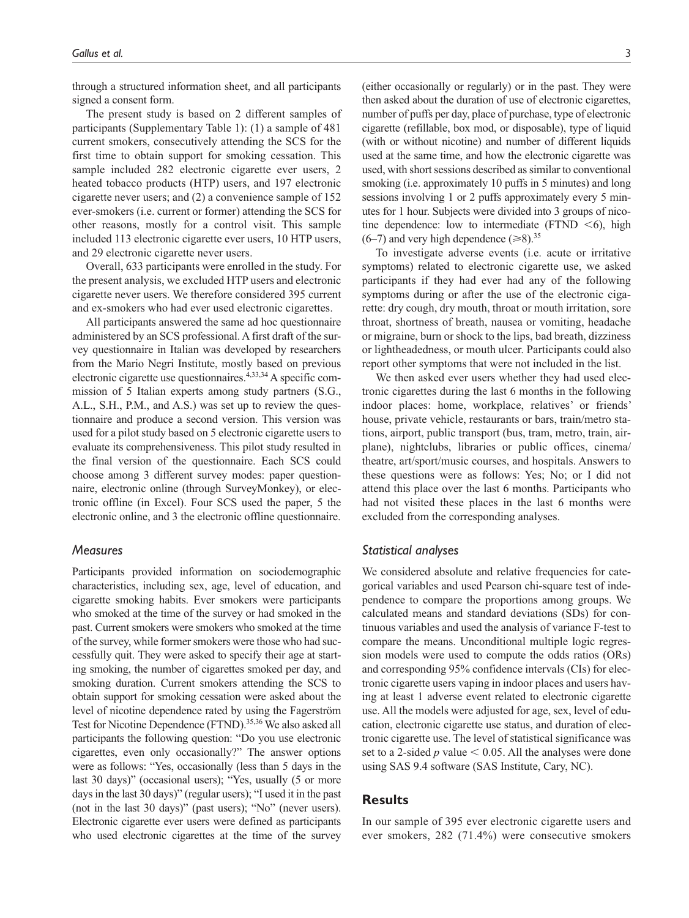through a structured information sheet, and all participants signed a consent form.

The present study is based on 2 different samples of participants (Supplementary Table 1): (1) a sample of 481 current smokers, consecutively attending the SCS for the first time to obtain support for smoking cessation. This sample included 282 electronic cigarette ever users, 2 heated tobacco products (HTP) users, and 197 electronic cigarette never users; and (2) a convenience sample of 152 ever-smokers (i.e. current or former) attending the SCS for other reasons, mostly for a control visit. This sample included 113 electronic cigarette ever users, 10 HTP users, and 29 electronic cigarette never users.

Overall, 633 participants were enrolled in the study. For the present analysis, we excluded HTP users and electronic cigarette never users. We therefore considered 395 current and ex-smokers who had ever used electronic cigarettes.

All participants answered the same ad hoc questionnaire administered by an SCS professional. A first draft of the survey questionnaire in Italian was developed by researchers from the Mario Negri Institute, mostly based on previous electronic cigarette use questionnaires.[4,33,34] A specific commission of 5 Italian experts among study partners (S.G., A.L., S.H., P.M., and A.S.) was set up to review the questionnaire and produce a second version. This version was used for a pilot study based on 5 electronic cigarette users to evaluate its comprehensiveness. This pilot study resulted in the final version of the questionnaire. Each SCS could choose among 3 different survey modes: paper questionnaire, electronic online (through SurveyMonkey), or electronic offline (in Excel). Four SCS used the paper, 5 the electronic online, and 3 the electronic offline questionnaire.

### *Measures*

Participants provided information on sociodemographic characteristics, including sex, age, level of education, and cigarette smoking habits. Ever smokers were participants who smoked at the time of the survey or had smoked in the past. Current smokers were smokers who smoked at the time of the survey, while former smokers were those who had successfully quit. They were asked to specify their age at starting smoking, the number of cigarettes smoked per day, and smoking duration. Current smokers attending the SCS to obtain support for smoking cessation were asked about the level of nicotine dependence rated by using the Fagerström Test for Nicotine Dependence (FTND).[35,36] We also asked all participants the following question: "Do you use electronic cigarettes, even only occasionally?" The answer options were as follows: "Yes, occasionally (less than 5 days in the last 30 days)" (occasional users); "Yes, usually (5 or more days in the last 30 days)" (regular users); "I used it in the past (not in the last 30 days)" (past users); "No" (never users). Electronic cigarette ever users were defined as participants who used electronic cigarettes at the time of the survey (either occasionally or regularly) or in the past. They were then asked about the duration of use of electronic cigarettes, number of puffs per day, place of purchase, type of electronic cigarette (refillable, box mod, or disposable), type of liquid (with or without nicotine) and number of different liquids used at the same time, and how the electronic cigarette was used, with short sessions described as similar to conventional smoking (i.e. approximately 10 puffs in 5 minutes) and long sessions involving 1 or 2 puffs approximately every 5 minutes for 1 hour. Subjects were divided into 3 groups of nicotine dependence: low to intermediate (FTND $<6$), high (6–7) and very high dependence ($\geq 8$).[35]

To investigate adverse events (i.e. acute or irritative symptoms) related to electronic cigarette use, we asked participants if they had ever had any of the following symptoms during or after the use of the electronic cigarette: dry cough, dry mouth, throat or mouth irritation, sore throat, shortness of breath, nausea or vomiting, headache or migraine, burn or shock to the lips, bad breath, dizziness or lightheadedness, or mouth ulcer. Participants could also report other symptoms that were not included in the list.

We then asked ever users whether they had used electronic cigarettes during the last 6 months in the following indoor places: home, workplace, relatives' or friends' house, private vehicle, restaurants or bars, train/metro stations, airport, public transport (bus, tram, metro, train, airplane), nightclubs, libraries or public offices, cinema/theatre, art/sport/music courses, and hospitals. Answers to these questions were as follows: Yes; No; or I did not attend this place over the last 6 months. Participants who had not visited these places in the last 6 months were excluded from the corresponding analyses.

### *Statistical analyses*

We considered absolute and relative frequencies for categorical variables and used Pearson chi-square test of independence to compare the proportions among groups. We calculated means and standard deviations (SDs) for continuous variables and used the analysis of variance F-test to compare the means. Unconditional multiple logic regression models were used to compute the odds ratios (ORs) and corresponding 95% confidence intervals (CIs) for electronic cigarette users vaping in indoor places and users having at least 1 adverse event related to electronic cigarette use. All the models were adjusted for age, sex, level of education, electronic cigarette use status, and duration of electronic cigarette use. The level of statistical significance was set to a 2-sided $p$ value $< 0.05$. All the analyses were done using SAS 9.4 software (SAS Institute, Cary, NC).

## Results

In our sample of 395 ever electronic cigarette users and ever smokers, 282 (71.4%) were consecutive smokers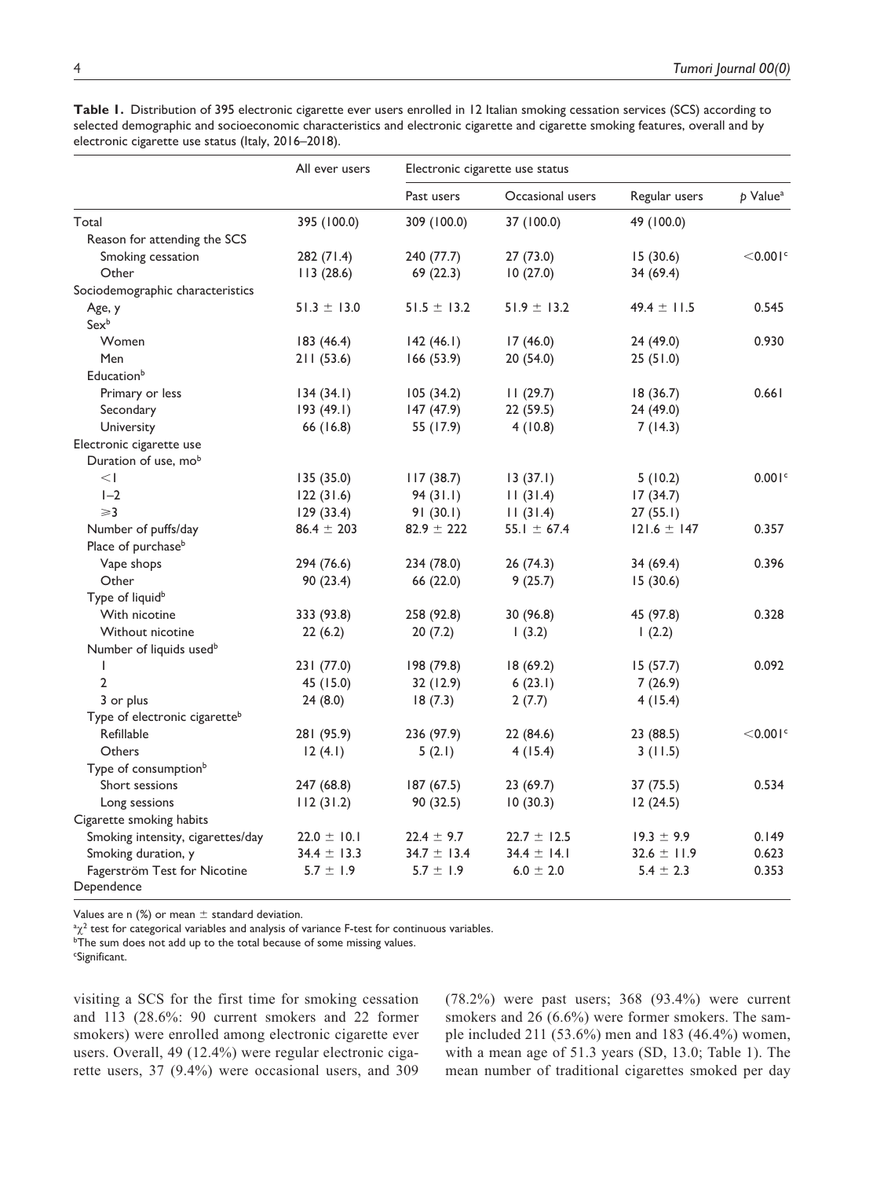**Table 1.** Distribution of 395 electronic cigarette ever users enrolled in 12 Italian smoking cessation services (SCS) according to selected demographic and socioeconomic characteristics and electronic cigarette and cigarette smoking features, overall and by electronic cigarette use status (Italy, 2016–2018).

| | All ever users | Electronic cigarette use status | | | |
|---|---|---|---|---|---|
| | | Past users | Occasional users | Regular users | *p* Value[a] |
| Total | 395 (100.0) | 309 (100.0) | 37 (100.0) | 49 (100.0) | |
| Reason for attending the SCS | | | | | |
| Smoking cessation | 282 (71.4) | 240 (77.7) | 27 (73.0) | 15 (30.6) | <0.001[c] |
| Other | 113 (28.6) | 69 (22.3) | 10 (27.0) | 34 (69.4) | |
| Sociodemographic characteristics | | | | | |
| Age, y | 51.3 ± 13.0 | 51.5 ± 13.2 | 51.9 ± 13.2 | 49.4 ± 11.5 | 0.545 |
| Sex[b] | | | | | |
| Women | 183 (46.4) | 142 (46.1) | 17 (46.0) | 24 (49.0) | 0.930 |
| Men | 211 (53.6) | 166 (53.9) | 20 (54.0) | 25 (51.0) | |
| Education[b] | | | | | |
| Primary or less | 134 (34.1) | 105 (34.2) | 11 (29.7) | 18 (36.7) | 0.661 |
| Secondary | 193 (49.1) | 147 (47.9) | 22 (59.5) | 24 (49.0) | |
| University | 66 (16.8) | 55 (17.9) | 4 (10.8) | 7 (14.3) | |
| Electronic cigarette use | | | | | |
| Duration of use, mo[b] | | | | | |
| <1 | 135 (35.0) | 117 (38.7) | 13 (37.1) | 5 (10.2) | 0.001[c] |
| 1–2 | 122 (31.6) | 94 (31.1) | 11 (31.4) | 17 (34.7) | |
| ⩾3 | 129 (33.4) | 91 (30.1) | 11 (31.4) | 27 (55.1) | |
| Number of puffs/day | 86.4 ± 203 | 82.9 ± 222 | 55.1 ± 67.4 | 121.6 ± 147 | 0.357 |
| Place of purchase[b] | | | | | |
| Vape shops | 294 (76.6) | 234 (78.0) | 26 (74.3) | 34 (69.4) | 0.396 |
| Other | 90 (23.4) | 66 (22.0) | 9 (25.7) | 15 (30.6) | |
| Type of liquid[b] | | | | | |
| With nicotine | 333 (93.8) | 258 (92.8) | 30 (96.8) | 45 (97.8) | 0.328 |
| Without nicotine | 22 (6.2) | 20 (7.2) | 1 (3.2) | 1 (2.2) | |
| Number of liquids used[b] | | | | | |
| 1 | 231 (77.0) | 198 (79.8) | 18 (69.2) | 15 (57.7) | 0.092 |
| 2 | 45 (15.0) | 32 (12.9) | 6 (23.1) | 7 (26.9) | |
| 3 or plus | 24 (8.0) | 18 (7.3) | 2 (7.7) | 4 (15.4) | |
| Type of electronic cigarette[b] | | | | | |
| Refillable | 281 (95.9) | 236 (97.9) | 22 (84.6) | 23 (88.5) | <0.001[c] |
| Others | 12 (4.1) | 5 (2.1) | 4 (15.4) | 3 (11.5) | |
| Type of consumption[b] | | | | | |
| Short sessions | 247 (68.8) | 187 (67.5) | 23 (69.7) | 37 (75.5) | 0.534 |
| Long sessions | 112 (31.2) | 90 (32.5) | 10 (30.3) | 12 (24.5) | |
| Cigarette smoking habits | | | | | |
| Smoking intensity, cigarettes/day | 22.0 ± 10.1 | 22.4 ± 9.7 | 22.7 ± 12.5 | 19.3 ± 9.9 | 0.149 |
| Smoking duration, y | 34.4 ± 13.3 | 34.7 ± 13.4 | 34.4 ± 14.1 | 32.6 ± 11.9 | 0.623 |
| Fagerström Test for Nicotine Dependence | 5.7 ± 1.9 | 5.7 ± 1.9 | 6.0 ± 2.0 | 5.4 ± 2.3 | 0.353 |

Values are n (%) or mean ± standard deviation.
[a] $\chi^2$ test for categorical variables and analysis of variance F-test for continuous variables.
[b] The sum does not add up to the total because of some missing values.
[c] Significant.

visiting a SCS for the first time for smoking cessation and 113 (28.6%: 90 current smokers and 22 former smokers) were enrolled among electronic cigarette ever users. Overall, 49 (12.4%) were regular electronic cigarette users, 37 (9.4%) were occasional users, and 309 (78.2%) were past users; 368 (93.4%) were current smokers and 26 (6.6%) were former smokers. The sample included 211 (53.6%) men and 183 (46.4%) women, with a mean age of 51.3 years (SD, 13.0; Table 1). The mean number of traditional cigarettes smoked per day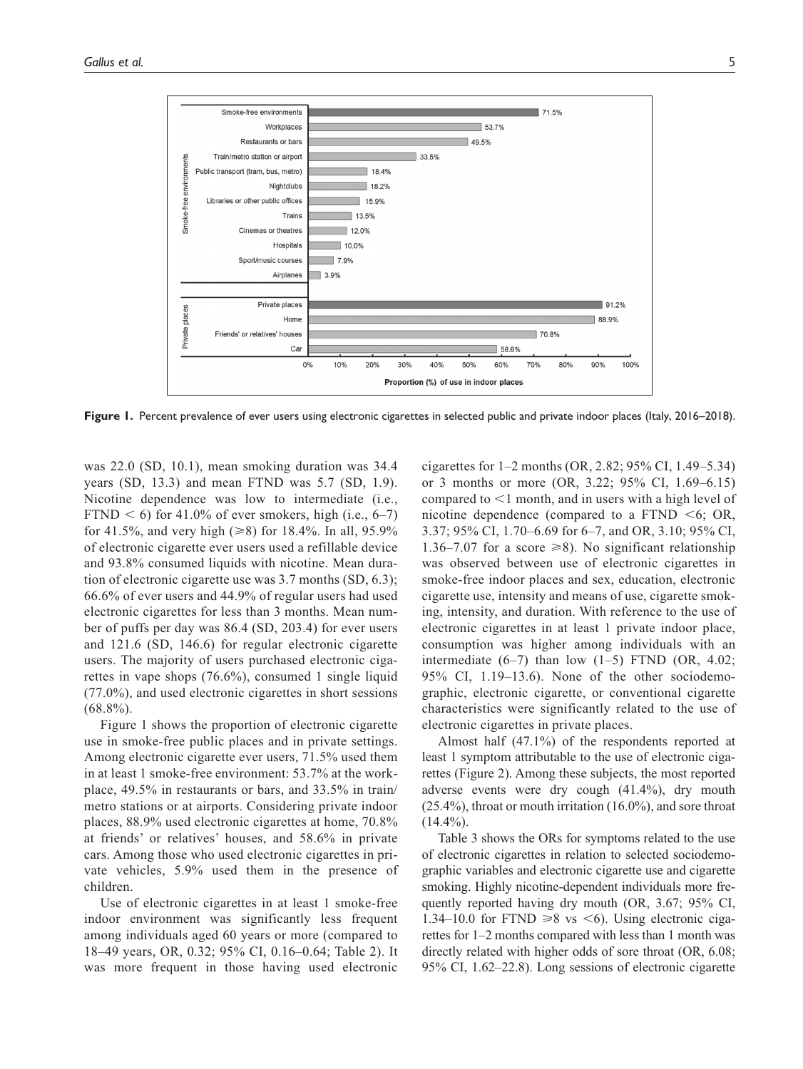**Figure 1.** Percent prevalence of ever users using electronic cigarettes in selected public and private indoor places (Italy, 2016–2018).

was 22.0 (SD, 10.1), mean smoking duration was 34.4 years (SD, 13.3) and mean FTND was 5.7 (SD, 1.9). Nicotine dependence was low to intermediate (i.e., FTND < 6) for 41.0% of ever smokers, high (i.e., 6–7) for 41.5%, and very high (⩾8) for 18.4%. In all, 95.9% of electronic cigarette ever users used a refillable device and 93.8% consumed liquids with nicotine. Mean duration of electronic cigarette use was 3.7 months (SD, 6.3); 66.6% of ever users and 44.9% of regular users had used electronic cigarettes for less than 3 months. Mean number of puffs per day was 86.4 (SD, 203.4) for ever users and 121.6 (SD, 146.6) for regular electronic cigarette users. The majority of users purchased electronic cigarettes in vape shops (76.6%), consumed 1 single liquid (77.0%), and used electronic cigarettes in short sessions (68.8%).

Figure 1 shows the proportion of electronic cigarette use in smoke-free public places and in private settings. Among electronic cigarette ever users, 71.5% used them in at least 1 smoke-free environment: 53.7% at the workplace, 49.5% in restaurants or bars, and 33.5% in train/metro stations or at airports. Considering private indoor places, 88.9% used electronic cigarettes at home, 70.8% at friends' or relatives' houses, and 58.6% in private cars. Among those who used electronic cigarettes in private vehicles, 5.9% used them in the presence of children.

Use of electronic cigarettes in at least 1 smoke-free indoor environment was significantly less frequent among individuals aged 60 years or more (compared to 18–49 years, OR, 0.32; 95% CI, 0.16–0.64; Table 2). It was more frequent in those having used electronic cigarettes for 1–2 months (OR, 2.82; 95% CI, 1.49–5.34) or 3 months or more (OR, 3.22; 95% CI, 1.69–6.15) compared to <1 month, and in users with a high level of nicotine dependence (compared to a FTND <6; OR, 3.37; 95% CI, 1.70–6.69 for 6–7, and OR, 3.10; 95% CI, 1.36–7.07 for a score ⩾8). No significant relationship was observed between use of electronic cigarettes in smoke-free indoor places and sex, education, electronic cigarette use, intensity and means of use, cigarette smoking, intensity, and duration. With reference to the use of electronic cigarettes in at least 1 private indoor place, consumption was higher among individuals with an intermediate (6–7) than low (1–5) FTND (OR, 4.02; 95% CI, 1.19–13.6). None of the other sociodemographic, electronic cigarette, or conventional cigarette characteristics were significantly related to the use of electronic cigarettes in private places.

Almost half (47.1%) of the respondents reported at least 1 symptom attributable to the use of electronic cigarettes (Figure 2). Among these subjects, the most reported adverse events were dry cough (41.4%), dry mouth (25.4%), throat or mouth irritation (16.0%), and sore throat (14.4%).

Table 3 shows the ORs for symptoms related to the use of electronic cigarettes in relation to selected sociodemographic variables and electronic cigarette use and cigarette smoking. Highly nicotine-dependent individuals more frequently reported having dry mouth (OR, 3.67; 95% CI, 1.34–10.0 for FTND ⩾8 vs <6). Using electronic cigarettes for 1–2 months compared with less than 1 month was directly related with higher odds of sore throat (OR, 6.08; 95% CI, 1.62–22.8). Long sessions of electronic cigarette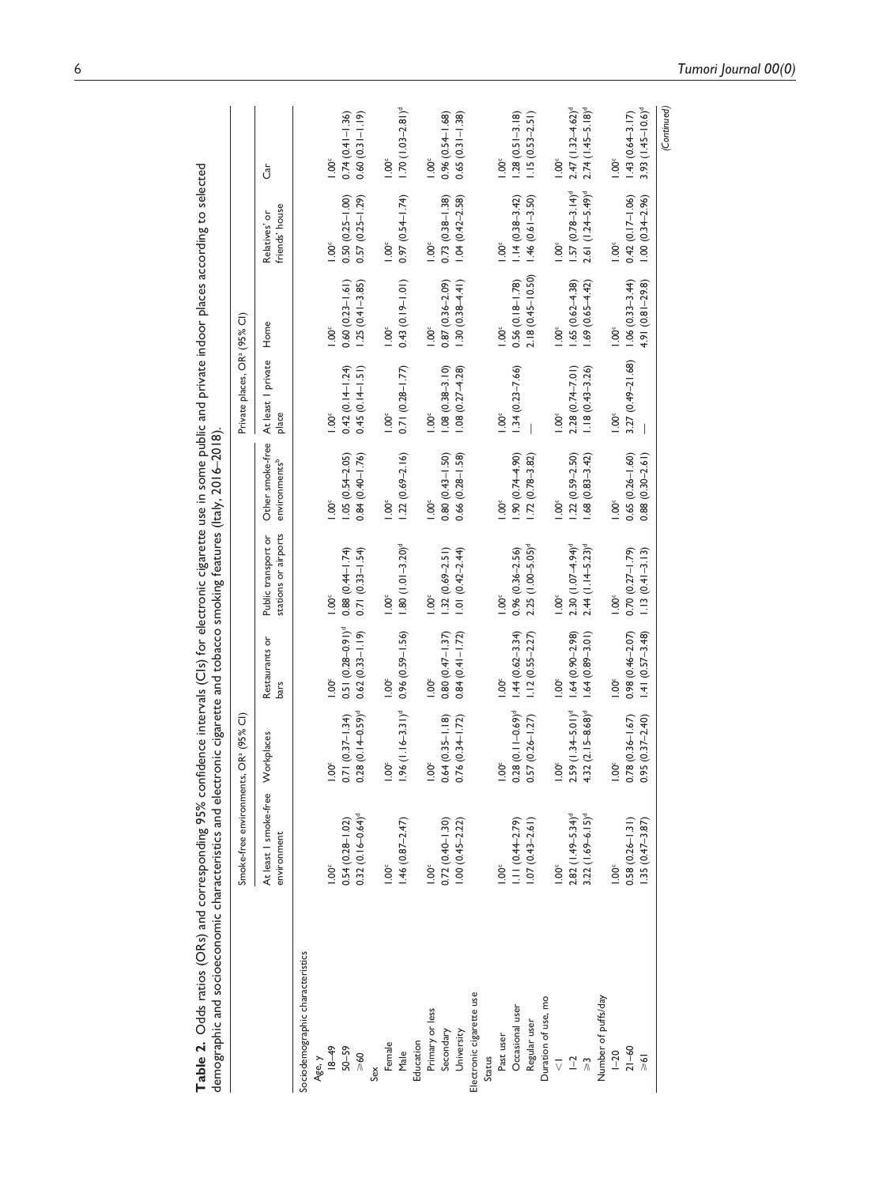**Table 2.** Odds ratios (ORs) and corresponding 95% confidence intervals (CIs) for electronic cigarette use in some public and private indoor places according to selected demographic and socioeconomic characteristics and electronic cigarette and tobacco smoking features (Italy, 2016–2018).

| | Smoke-free environments, OR[a] (95% CI) | | | | | Private places, OR[a] (95% CI) | | | |
|---|---|---|---|---|---|---|---|---|---|
| | At least 1 smoke-free environment | Workplaces | Restaurants or bars | Public transport or stations or airports | Other smoke-free environments[b] | At least 1 private place | Home | Relatives' or friends' house | Car |
| **Sociodemographic characteristics** | | | | | | | | | |
| Age, y | | | | | | | | | |
| 18–49 | 1.00[c] | 1.00[c] | 1.00[c] | 1.00[c] | 1.00[c] | 1.00[c] | 1.00[c] | 1.00[c] | 1.00[c] |
| 50–59 | 0.54 (0.28–1.02) | 0.71 (0.37–1.34) | 0.51 (0.28–0.91)[d] | 0.88 (0.44–1.74) | 1.05 (0.54–2.05) | 0.42 (0.14–1.24) | 0.60 (0.23–1.61) | 0.50 (0.25–1.00) | 0.74 (0.41–1.36) |
| ⩾60 | 0.32 (0.16–0.64)[d] | 0.28 (0.14–0.59)[d] | 0.62 (0.33–1.19) | 0.71 (0.33–1.54) | 0.84 (0.40–1.76) | 0.45 (0.14–1.51) | 1.25 (0.41–3.85) | 0.57 (0.25–1.29) | 0.60 (0.31–1.19) |
| Sex | | | | | | | | | |
| Female | 1.00[c] | 1.00[c] | 1.00[c] | 1.00[c] | 1.00[c] | 1.00[c] | 1.00[c] | 1.00[c] | 1.00[c] |
| Male | 1.46 (0.87–2.47) | 1.96 (1.16–3.31)[d] | 0.96 (0.59–1.56) | 1.80 (1.01–3.20)[d] | 1.22 (0.69–2.16) | 0.71 (0.28–1.77) | 0.43 (0.19–1.01) | 0.97 (0.54–1.74) | 1.70 (1.03–2.81)[d] |
| Education | | | | | | | | | |
| Primary or less | 1.00[c] | 1.00[c] | 1.00[c] | 1.00[c] | 1.00[c] | 1.00[c] | 1.00[c] | 1.00[c] | 1.00[c] |
| Secondary | 0.72 (0.40–1.30) | 0.64 (0.35–1.18) | 0.80 (0.47–1.37) | 1.32 (0.69–2.51) | 0.80 (0.43–1.50) | 1.08 (0.38–3.10) | 0.87 (0.36–2.09) | 0.73 (0.38–1.38) | 0.96 (0.54–1.68) |
| University | 1.00 (0.45–2.22) | 0.76 (0.34–1.72) | 0.84 (0.41–1.72) | 1.01 (0.42–2.44) | 0.66 (0.28–1.58) | 1.08 (0.27–4.28) | 1.30 (0.38–4.41) | 1.04 (0.42–2.58) | 0.65 (0.31–1.38) |
| **Electronic cigarette use** | | | | | | | | | |
| Status | | | | | | | | | |
| Past user | 1.00[c] | 1.00[c] | 1.00[c] | 1.00[c] | 1.00[c] | 1.00[c] | 1.00[c] | 1.00[c] | 1.00[c] |
| Occasional user | 1.11 (0.44–2.79) | 0.28 (0.11–0.69)[d] | 1.44 (0.62–3.34) | 0.96 (0.36–2.56) | 1.90 (0.74–4.90) | 1.34 (0.23–7.66) | 0.56 (0.18–1.78) | 1.14 (0.38–3.42) | 1.28 (0.51–3.18) |
| Regular user | 1.07 (0.43–2.61) | 0.57 (0.26–1.27) | 1.12 (0.55–2.27) | 2.25 (1.00–5.05)[d] | 1.72 (0.78–3.82) | — | 2.18 (0.45–10.50) | 1.46 (0.61–3.50) | 1.15 (0.53–2.51) |
| Duration of use, mo | | | | | | | | | |
| <1 | 1.00[c] | 1.00[c] | 1.00[c] | 1.00[c] | 1.00[c] | 1.00[c] | 1.00[c] | 1.00[c] | 1.00[c] |
| 1–2 | 2.82 (1.49–5.34)[d] | 2.59 (1.34–5.01)[d] | 1.64 (0.90–2.98) | 2.30 (1.07–4.94)[d] | 1.22 (0.59–2.50) | 2.28 (0.74–7.01) | 1.65 (0.62–4.38) | 1.57 (0.78–3.14)[d] | 2.47 (1.32–4.62)[d] |
| ⩾3 | 3.22 (1.69–6.15)[d] | 4.32 (2.15–8.68)[d] | 1.64 (0.89–3.01) | 2.44 (1.14–5.23)[d] | 1.68 (0.83–3.42) | 1.18 (0.43–3.26) | 1.69 (0.65–4.42) | 2.61 (1.24–5.49)[d] | 2.74 (1.45–5.18)[d] |
| Number of puffs/day | | | | | | | | | |
| 1–20 | 1.00[c] | 1.00[c] | 1.00[c] | 1.00[c] | 1.00[c] | 1.00[c] | 1.00[c] | 1.00[c] | 1.00[c] |
| 21–60 | 0.58 (0.26–1.31) | 0.78 (0.36–1.67) | 0.98 (0.46–2.07) | 0.70 (0.27–1.79) | 0.65 (0.26–1.60) | 3.27 (0.49–21.68) | 1.06 (0.33–3.44) | 0.42 (0.17–1.06) | 1.43 (0.64–3.17) |
| ⩾61 | 1.35 (0.47–3.87) | 0.95 (0.37–2.40) | 1.41 (0.57–3.48) | 1.13 (0.41–3.13) | 0.88 (0.30–2.61) | — | 4.91 (0.81–29.8) | 1.00 (0.34–2.96) | 3.93 (1.45–10.6)[d] |

(Continued)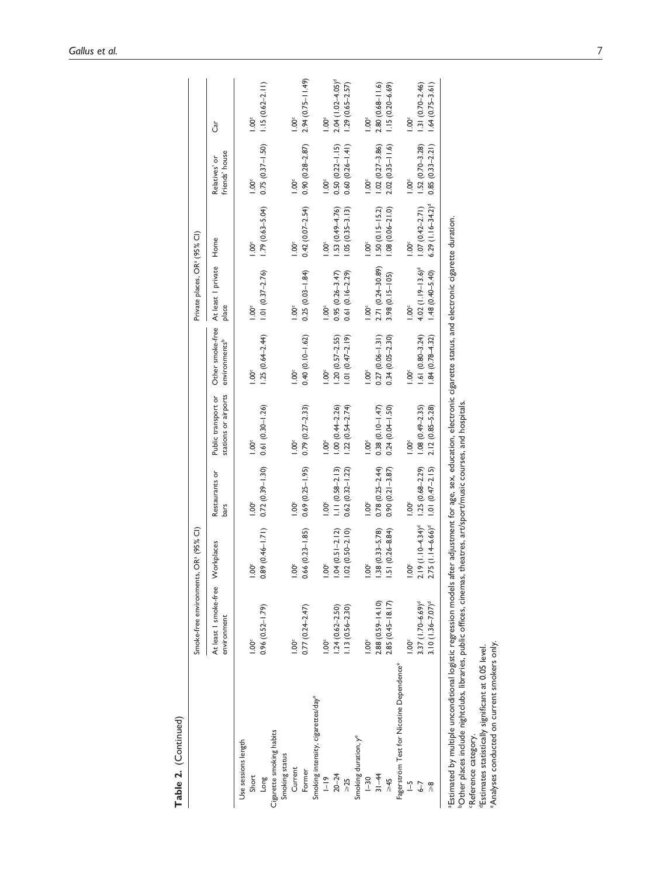**Table 2.** (Continued)

| | Smoke-free environments, OR[a] (95% CI) | | | | | Private places, OR[a] (95% CI) | | | |
|---|---|---|---|---|---|---|---|---|---|
| | At least 1 smoke-free environment | Workplaces | Restaurants or bars | Public transport or stations or airports | Other smoke-free environments[b] | At least 1 private place | Home | Relatives' or friends' house | Car |
| Use sessions length | | | | | | | | | |
| Short | 1.00[c] | 1.00[c] | 1.00[c] | 1.00[c] | 1.00[c] | 1.00[c] | 1.00[c] | 1.00[c] | 1.00[c] |
| Long | 0.96 (0.52–1.79) | 0.89 (0.46–1.71) | 0.72 (0.39–1.30) | 0.61 (0.30–1.26) | 1.25 (0.64–2.44) | 1.01 (0.37–2.76) | 1.79 (0.63–5.04) | 0.75 (0.37–1.50) | 1.15 (0.62–2.11) |
| Cigarette smoking habits | | | | | | | | | |
| Smoking status | | | | | | | | | |
| Current | 1.00[c] | 1.00[c] | 1.00[c] | 1.00[c] | 1.00[c] | 1.00[c] | 1.00[c] | 1.00[c] | 1.00[c] |
| Former | 0.77 (0.24–2.47) | 0.66 (0.23–1.85) | 0.69 (0.25–1.95) | 0.79 (0.27–2.33) | 0.40 (0.10–1.62) | 0.25 (0.03–1.84) | 0.42 (0.07–2.54) | 0.90 (0.28–2.87) | 2.94 (0.75–11.49) |
| Smoking intensity, cigarettes/day[e] | | | | | | | | | |
| 1–19 | 1.00[c] | 1.00[c] | 1.00[c] | 1.00[c] | 1.00[c] | 1.00[c] | 1.00[c] | 1.00[c] | 1.00[c] |
| 20–24 | 1.24 (0.62–2.50) | 1.04 (0.51–2.12) | 1.11 (0.58–2.13) | 1.00 (0.44–2.26) | 1.20 (0.57–2.55) | 0.95 (0.26–3.47) | 1.53 (0.49–4.76) | 0.50 (0.22–1.15) | 2.04 (1.02–4.05)[d] |
| ≥25 | 1.13 (0.56–2.30) | 1.02 (0.50–2.10) | 0.62 (0.32–1.22) | 1.22 (0.54–2.74) | 1.01 (0.47–2.19) | 0.61 (0.16–2.29) | 1.05 (0.35–3.13) | 0.60 (0.26–1.41) | 1.29 (0.65–2.57) |
| Smoking duration, y[e] | | | | | | | | | |
| 1–30 | 1.00[c] | 1.00[c] | 1.00[c] | 1.00[c] | 1.00[c] | 1.00[c] | 1.00[c] | 1.00[c] | 1.00[c] |
| 31–44 | 2.88 (0.59–14.10) | 1.38 (0.33–5.78) | 0.78 (0.25–2.44) | 0.38 (0.10–1.47) | 0.27 (0.06–1.31) | 2.71 (0.24–30.89) | 1.50 (0.15–15.2) | 1.02 (0.27–3.86) | 2.80 (0.68–11.6) |
| ≥45 | 2.85 (0.45–18.17) | 1.51 (0.26–8.84) | 0.90 (0.21–3.87) | 0.24 (0.04–1.50) | 0.34 (0.05–2.30) | 3.98 (0.15–105) | 1.08 (0.06–21.0) | 2.02 (0.35–11.6) | 1.15 (0.20–6.69) |
| Fagerström Test for Nicotine Dependence[e] | | | | | | | | | |
| 1–5 | 1.00[c] | 1.00[c] | 1.00[c] | 1.00[c] | 1.00[c] | 1.00[c] | 1.00[c] | 1.00[c] | 1.00[c] |
| 6–7 | 3.37 (1.70–6.69)[d] | 2.19 (1.10–4.34)[d] | 1.25 (0.68–2.29) | 1.08 (0.49–2.35) | 1.61 (0.80–3.24) | 4.02 (1.19–13.6)[d] | 1.07 (0.42–2.71) | 1.52 (0.70–3.28) | 1.31 (0.70–2.46) |
| ≥8 | 3.10 (1.36–7.07)[d] | 2.75 (1.14–6.66)[d] | 1.01 (0.47–2.15) | 2.12 (0.85–5.28) | 1.84 (0.78–4.32) | 1.48 (0.40–5.40) | 6.29 (1.16–34.2)[d] | 0.85 (0.33–2.21) | 1.64 (0.75–3.61) |

[a]Estimated by multiple unconditional logistic regression models after adjustment for age, sex, education, electronic cigarette status, and electronic cigarette duration.
[b]Other places include nightclubs, libraries, public offices, cinemas, theatres, art/sport/music courses, and hospitals.
[c]Reference category.
[d]Estimates statistically significant at 0.05 level.
[e]Analyses conducted on current smokers only.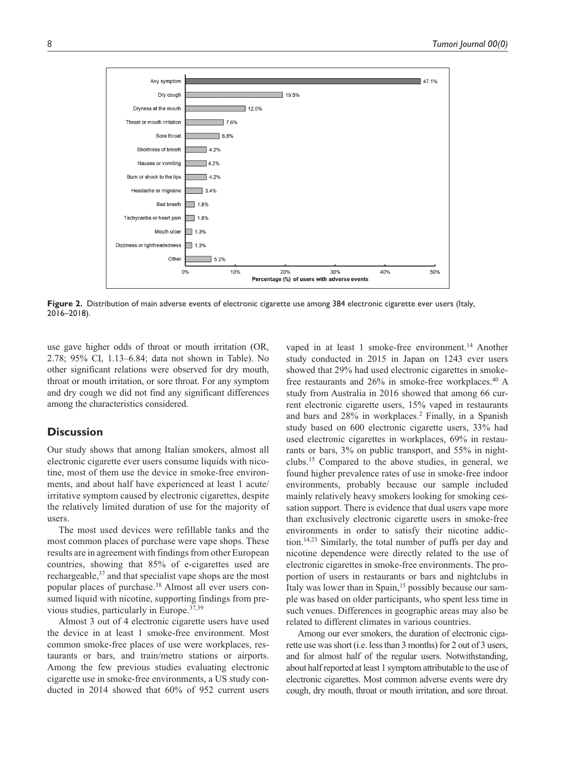**Figure 2.** Distribution of main adverse events of electronic cigarette use among 384 electronic cigarette ever users (Italy, 2016–2018).

use gave higher odds of throat or mouth irritation (OR, 2.78; 95% CI, 1.13–6.84; data not shown in Table). No other significant relations were observed for dry mouth, throat or mouth irritation, or sore throat. For any symptom and dry cough we did not find any significant differences among the characteristics considered.

## Discussion

Our study shows that among Italian smokers, almost all electronic cigarette ever users consume liquids with nicotine, most of them use the device in smoke-free environments, and about half have experienced at least 1 acute/irritative symptom caused by electronic cigarettes, despite the relatively limited duration of use for the majority of users.

The most used devices were refillable tanks and the most common places of purchase were vape shops. These results are in agreement with findings from other European countries, showing that 85% of e-cigarettes used are rechargeable,[37] and that specialist vape shops are the most popular places of purchase.[38] Almost all ever users consumed liquid with nicotine, supporting findings from previous studies, particularly in Europe.[37,39]

Almost 3 out of 4 electronic cigarette users have used the device in at least 1 smoke-free environment. Most common smoke-free places of use were workplaces, restaurants or bars, and train/metro stations or airports. Among the few previous studies evaluating electronic cigarette use in smoke-free environments, a US study conducted in 2014 showed that 60% of 952 current users vaped in at least 1 smoke-free environment.[14] Another study conducted in 2015 in Japan on 1243 ever users showed that 29% had used electronic cigarettes in smoke-free restaurants and 26% in smoke-free workplaces.[40] A study from Australia in 2016 showed that among 66 current electronic cigarette users, 15% vaped in restaurants and bars and 28% in workplaces.[2] Finally, in a Spanish study based on 600 electronic cigarette users, 33% had used electronic cigarettes in workplaces, 69% in restaurants or bars, 3% on public transport, and 55% in nightclubs.[15] Compared to the above studies, in general, we found higher prevalence rates of use in smoke-free indoor environments, probably because our sample included mainly relatively heavy smokers looking for smoking cessation support. There is evidence that dual users vape more than exclusively electronic cigarette users in smoke-free environments in order to satisfy their nicotine addiction.[14,23] Similarly, the total number of puffs per day and nicotine dependence were directly related to the use of electronic cigarettes in smoke-free environments. The proportion of users in restaurants or bars and nightclubs in Italy was lower than in Spain,[15] possibly because our sample was based on older participants, who spent less time in such venues. Differences in geographic areas may also be related to different climates in various countries.

Among our ever smokers, the duration of electronic cigarette use was short (i.e. less than 3 months) for 2 out of 3 users, and for almost half of the regular users. Notwithstanding, about half reported at least 1 symptom attributable to the use of electronic cigarettes. Most common adverse events were dry cough, dry mouth, throat or mouth irritation, and sore throat.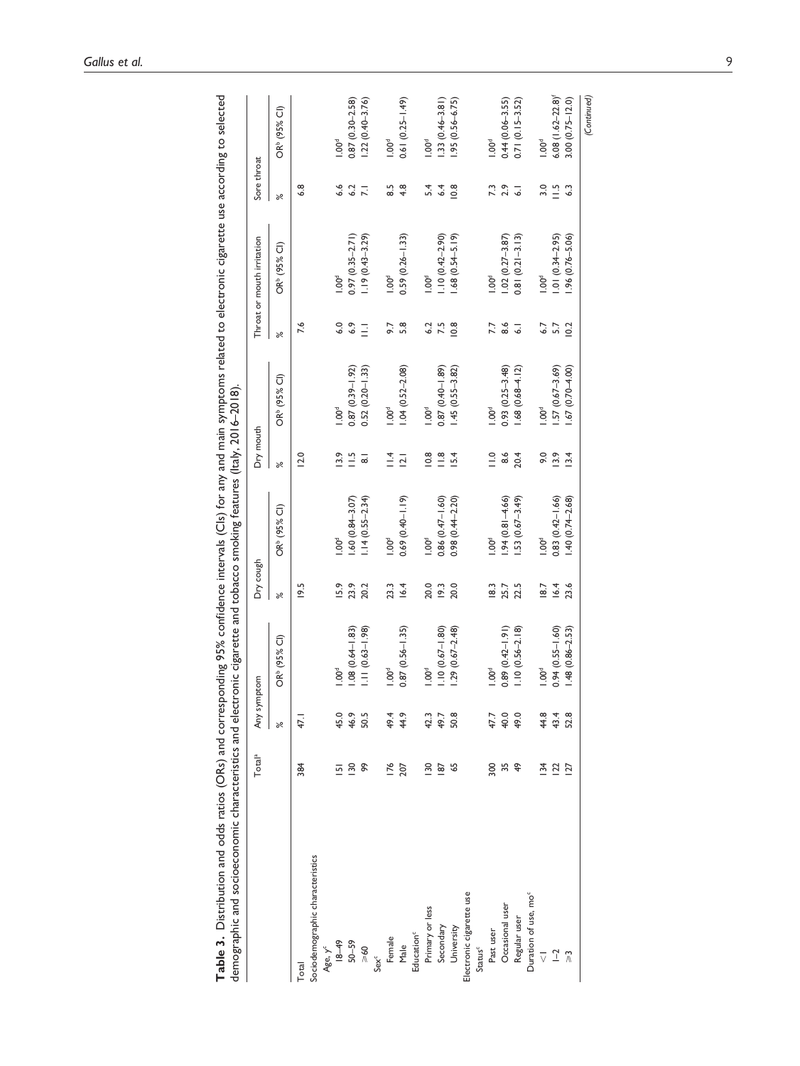**Table 3.** Distribution and odds ratios (ORs) and corresponding 95% confidence intervals (CIs) for any and main symptoms related to electronic cigarette use according to selected demographic and socioeconomic characteristics and electronic cigarette and tobacco smoking features (Italy, 2016–2018).

| | Total[a] | Any symptom | | Dry cough | | Dry mouth | | Throat or mouth irritation | | Sore throat | |
|---|---|---|---|---|---|---|---|---|---|---|---|
| | | % | OR[b] (95% CI) | % | OR[b] (95% CI) | % | OR[b] (95% CI) | % | OR[b] (95% CI) | % | OR[b] (95% CI) |
| Total | 384 | 47.1 | | 19.5 | | 12.0 | | 7.6 | | 6.8 | |
| Sociodemographic characteristics | | | | | | | | | | | |
| Age, y[c] | | | | | | | | | | | |
| 18–49 | 151 | 45.0 | 1.00[d] | 15.9 | 1.00[d] | 13.9 | 1.00[d] | 6.0 | 1.00[d] | 6.6 | 1.00[d] |
| 50–59 | 130 | 46.9 | 1.08 (0.64–1.83) | 23.9 | 1.60 (0.84–3.07) | 11.5 | 0.87 (0.39–1.92) | 6.9 | 0.97 (0.35–2.71) | 6.2 | 0.87 (0.30–2.58) |
| ⩾60 | 99 | 50.5 | 1.11 (0.63–1.98) | 20.2 | 1.14 (0.55–2.34) | 8.1 | 0.52 (0.20–1.33) | 11.1 | 1.19 (0.43–3.29) | 7.1 | 1.22 (0.40–3.76) |
| Sex[c] | | | | | | | | | | | |
| Female | 176 | 49.4 | 1.00[d] | 23.3 | 1.00[d] | 11.4 | 1.00[d] | 9.7 | 1.00[d] | 8.5 | 1.00[d] |
| Male | 207 | 44.9 | 0.87 (0.56–1.35) | 16.4 | 0.69 (0.40–1.19) | 12.1 | 1.04 (0.52–2.08) | 5.8 | 0.59 (0.26–1.33) | 4.8 | 0.61 (0.25–1.49) |
| Education[c] | | | | | | | | | | | |
| Primary or less | 130 | 42.3 | 1.00[d] | 20.0 | 1.00[d] | 10.8 | 1.00[d] | 6.2 | 1.00[d] | 5.4 | 1.00[d] |
| Secondary | 187 | 49.7 | 1.10 (0.67–1.80) | 19.3 | 0.86 (0.47–1.60) | 11.8 | 0.87 (0.40–1.89) | 7.5 | 1.10 (0.42–2.90) | 6.4 | 1.33 (0.46–3.81) |
| University | 65 | 50.8 | 1.29 (0.67–2.48) | 20.0 | 0.98 (0.44–2.20) | 15.4 | 1.45 (0.55–3.82) | 10.8 | 1.68 (0.54–5.19) | 10.8 | 1.95 (0.56–6.75) |
| Electronic cigarette use | | | | | | | | | | | |
| Status[c] | | | | | | | | | | | |
| Past user | 300 | 47.7 | 1.00[d] | 18.3 | 1.00[d] | 11.0 | 1.00[d] | 7.7 | 1.00[d] | 7.3 | 1.00[d] |
| Occasional user | 35 | 40.0 | 0.89 (0.42–1.91) | 25.7 | 1.94 (0.81–4.66) | 8.6 | 0.93 (0.25–3.48) | 8.6 | 1.02 (0.27–3.87) | 2.9 | 0.44 (0.06–3.55) |
| Regular user | 49 | 49.0 | 1.10 (0.56–2.18) | 22.5 | 1.53 (0.67–3.49) | 20.4 | 1.68 (0.68–4.12) | 6.1 | 0.81 (0.21–3.13) | 6.1 | 0.71 (0.15–3.52) |
| Duration of use, mo[c] | | | | | | | | | | | |
| <1 | 134 | 44.8 | 1.00[d] | 18.7 | 1.00[d] | 9.0 | 1.00[d] | 6.7 | 1.00[d] | 3.0 | 1.00[d] |
| 1–2 | 122 | 43.4 | 0.94 (0.55–1.60) | 16.4 | 0.83 (0.42–1.66) | 13.9 | 1.57 (0.67–3.69) | 5.7 | 1.01 (0.34–2.95) | 11.5 | 6.08 (1.62–22.8)[f] |
| ⩾3 | 127 | 52.8 | 1.48 (0.86–2.53) | 23.6 | 1.40 (0.74–2.68) | 13.4 | 1.67 (0.70–4.00) | 10.2 | 1.96 (0.76–5.06) | 6.3 | 3.00 (0.75–12.0) |

(Continued)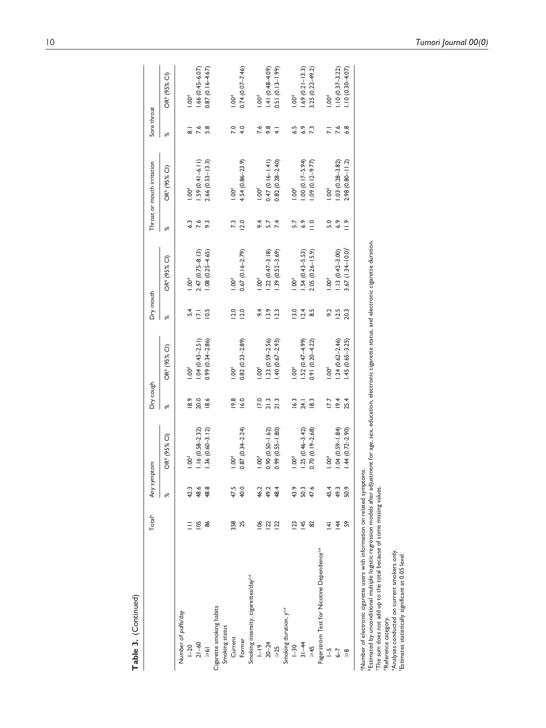**Table 3.** (Continued)

| | Total[a] | Any symptom | | Dry cough | | Dry mouth | | Throat or mouth irritation | | Sore throat | |
|---|---|---|---|---|---|---|---|---|---|---|---|
| | | % | OR[b] (95% CI) | % | OR[b] (95% CI) | % | OR[b] (95% CI) | % | OR[b] (95% CI) | % | OR[b] (95% CI) |
| Number of puffs/day | | | | | | | | | | | |
| 1–20 | 111 | 42.3 | 1.00[d] | 18.9 | 1.00[d] | 5.4 | 1.00[d] | 6.3 | 1.00[d] | 8.1 | 1.00[d] |
| 21–60 | 105 | 48.6 | 1.16 (0.58–2.32) | 20.0 | 1.04 (0.43–2.51) | 17.1 | 2.47 (0.75–8.13) | 7.6 | 1.59 (0.41–6.11) | 7.6 | 1.66 (0.45–6.07) |
| ⩾61 | 86 | 48.8 | 1.36 (0.60–3.12) | 18.6 | 0.99 (0.34–2.86) | 10.5 | 1.08 (0.25–4.65) | 9.3 | 2.66 (0.53–13.3) | 5.8 | 0.87 (0.16–4.67) |
| Cigarette smoking habits | | | | | | | | | | | |
| Smoking status | | | | | | | | | | | |
| Current | 358 | 47.5 | 1.00[d] | 19.8 | 1.00[d] | 12.0 | 1.00[d] | 7.3 | 1.00[d] | 7.0 | 1.00[d] |
| Former | 25 | 40.0 | 0.87 (0.34–2.24) | 16.0 | 0.82 (0.23–2.89) | 12.0 | 0.67 (0.16–2.79) | 12.0 | 4.54 (0.86–23.9) | 4.0 | 0.74 (0.07–7.46) |
| Smoking intensity, cigarettes/day[c,e] | | | | | | | | | | | |
| 1–19 | 106 | 46.2 | 1.00[d] | 17.0 | 1.00[d] | 9.4 | 1.00[d] | 9.4 | 1.00[d] | 7.6 | 1.00[d] |
| 20–24 | 122 | 49.2 | 0.90 (0.50–1.62) | 21.3 | 1.23 (0.59–2.56) | 13.9 | 1.22 (0.47–3.18) | 5.7 | 0.47 (0.16–1.41) | 9.8 | 1.41 (0.48–4.09) |
| ⩾25 | 122 | 48.4 | 0.99 (0.55–1.80) | 21.3 | 1.40 (0.67–2.93) | 12.3 | 1.39 (0.52–3.69) | 7.4 | 0.82 (0.28–2.40) | 4.1 | 0.51 (0.13–1.99) |
| Smoking duration, y[c,e] | | | | | | | | | | | |
| 1–30 | 123 | 43.9 | 1.00[d] | 16.3 | 1.00[d] | 13.0 | 1.00[d] | 5.7 | 1.00[d] | 6.5 | 1.00[d] |
| 31–44 | 145 | 50.3 | 1.25 (0.46–3.42) | 24.1 | 1.52 (0.47–4.99) | 12.4 | 1.54 (0.43–5.53) | 6.9 | 1.00 (0.17–5.94) | 6.9 | 1.69 (0.21–13.3) |
| ⩾45 | 82 | 47.6 | 0.70 (0.19–2.68) | 18.3 | 0.91 (0.20–4.22) | 8.5 | 2.05 (0.26–15.9) | 11.0 | 1.09 (0.12–9.77) | 7.3 | 3.25 (0.22–49.2) |
| Fagerström Test for Nicotine Dependence[c,e] | | | | | | | | | | | |
| 1–5 | 141 | 45.4 | 1.00[d] | 17.7 | 1.00[d] | 9.2 | 1.00[d] | 5.0 | 1.00[d] | 7.1 | 1.00[d] |
| 6–7 | 144 | 49.3 | 1.04 (0.59–1.84) | 19.4 | 1.24 (0.62–2.46) | 12.5 | 1.13 (0.42–3.00) | 6.9 | 1.03 (0.28–3.82) | 7.6 | 1.10 (0.37–3.22) |
| ⩾8 | 59 | 50.9 | 1.44 (0.72–2.90) | 25.4 | 1.45 (0.65–3.25) | 20.3 | 3.67 (1.34–10.0)[f] | 11.9 | 2.98 (0.80–11.2) | 6.8 | 1.10 (0.30–4.07) |

[a]Number of electronic cigarette users with information on related symptoms.
[b]Estimated by unconditional multiple logistic regression models after adjustment for age, sex, education, electronic cigarette status, and electronic cigarette duration.
[c]The sum does not add up to the total because of some missing values.
[d]Reference category.
[e]Analyses conducted on current smokers only.
[f]Estimates statistically significant at 0.05 level.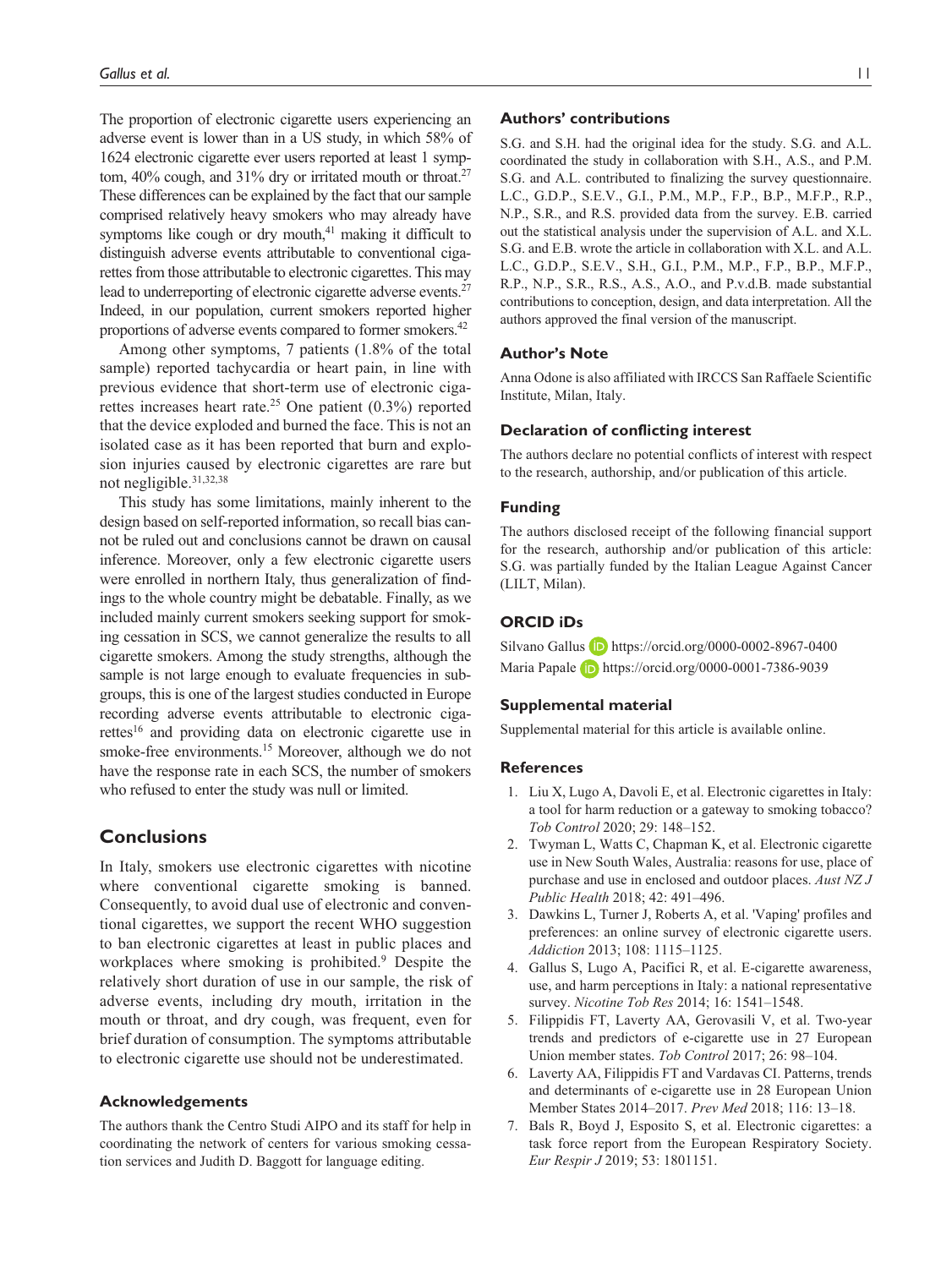The proportion of electronic cigarette users experiencing an adverse event is lower than in a US study, in which 58% of 1624 electronic cigarette ever users reported at least 1 symptom, 40% cough, and 31% dry or irritated mouth or throat.[27] These differences can be explained by the fact that our sample comprised relatively heavy smokers who may already have symptoms like cough or dry mouth,[41] making it difficult to distinguish adverse events attributable to conventional cigarettes from those attributable to electronic cigarettes. This may lead to underreporting of electronic cigarette adverse events.[27] Indeed, in our population, current smokers reported higher proportions of adverse events compared to former smokers.[42]

Among other symptoms, 7 patients (1.8% of the total sample) reported tachycardia or heart pain, in line with previous evidence that short-term use of electronic cigarettes increases heart rate.[25] One patient (0.3%) reported that the device exploded and burned the face. This is not an isolated case as it has been reported that burn and explosion injuries caused by electronic cigarettes are rare but not negligible.[31,32,38]

This study has some limitations, mainly inherent to the design based on self-reported information, so recall bias cannot be ruled out and conclusions cannot be drawn on causal inference. Moreover, only a few electronic cigarette users were enrolled in northern Italy, thus generalization of findings to the whole country might be debatable. Finally, as we included mainly current smokers seeking support for smoking cessation in SCS, we cannot generalize the results to all cigarette smokers. Among the study strengths, although the sample is not large enough to evaluate frequencies in subgroups, this is one of the largest studies conducted in Europe recording adverse events attributable to electronic cigarettes[16] and providing data on electronic cigarette use in smoke-free environments.[15] Moreover, although we do not have the response rate in each SCS, the number of smokers who refused to enter the study was null or limited.

## Conclusions

In Italy, smokers use electronic cigarettes with nicotine where conventional cigarette smoking is banned. Consequently, to avoid dual use of electronic and conventional cigarettes, we support the recent WHO suggestion to ban electronic cigarettes at least in public places and workplaces where smoking is prohibited.[9] Despite the relatively short duration of use in our sample, the risk of adverse events, including dry mouth, irritation in the mouth or throat, and dry cough, was frequent, even for brief duration of consumption. The symptoms attributable to electronic cigarette use should not be underestimated.

### Acknowledgements

The authors thank the Centro Studi AIPO and its staff for help in coordinating the network of centers for various smoking cessation services and Judith D. Baggott for language editing.

### Authors' contributions

S.G. and S.H. had the original idea for the study. S.G. and A.L. coordinated the study in collaboration with S.H., A.S., and P.M. S.G. and A.L. contributed to finalizing the survey questionnaire. L.C., G.D.P., S.E.V., G.I., P.M., M.P., F.P., B.P., M.F.P., R.P., N.P., S.R., and R.S. provided data from the survey. E.B. carried out the statistical analysis under the supervision of A.L. and X.L. S.G. and E.B. wrote the article in collaboration with X.L. and A.L. L.C., G.D.P., S.E.V., S.H., G.I., P.M., M.P., F.P., B.P., M.F.P., R.P., N.P., S.R., R.S., A.S., A.O., and P.v.d.B. made substantial contributions to conception, design, and data interpretation. All the authors approved the final version of the manuscript.

### Author's Note

Anna Odone is also affiliated with IRCCS San Raffaele Scientific Institute, Milan, Italy.

### Declaration of conflicting interest

The authors declare no potential conflicts of interest with respect to the research, authorship, and/or publication of this article.

### Funding

The authors disclosed receipt of the following financial support for the research, authorship and/or publication of this article: S.G. was partially funded by the Italian League Against Cancer (LILT, Milan).

### ORCID iDs

Silvano Gallus https://orcid.org/0000-0002-8967-0400
Maria Papale https://orcid.org/0000-0001-7386-9039

### Supplemental material

Supplemental material for this article is available online.

### References

1. Liu X, Lugo A, Davoli E, et al. Electronic cigarettes in Italy: a tool for harm reduction or a gateway to smoking tobacco? *Tob Control* 2020; 29: 148–152.
2. Twyman L, Watts C, Chapman K, et al. Electronic cigarette use in New South Wales, Australia: reasons for use, place of purchase and use in enclosed and outdoor places. *Aust NZ J Public Health* 2018; 42: 491–496.
3. Dawkins L, Turner J, Roberts A, et al. 'Vaping' profiles and preferences: an online survey of electronic cigarette users. *Addiction* 2013; 108: 1115–1125.
4. Gallus S, Lugo A, Pacifici R, et al. E-cigarette awareness, use, and harm perceptions in Italy: a national representative survey. *Nicotine Tob Res* 2014; 16: 1541–1548.
5. Filippidis FT, Laverty AA, Gerovasili V, et al. Two-year trends and predictors of e-cigarette use in 27 European Union member states. *Tob Control* 2017; 26: 98–104.
6. Laverty AA, Filippidis FT and Vardavas CI. Patterns, trends and determinants of e-cigarette use in 28 European Union Member States 2014–2017. *Prev Med* 2018; 116: 13–18.
7. Bals R, Boyd J, Esposito S, et al. Electronic cigarettes: a task force report from the European Respiratory Society. *Eur Respir J* 2019; 53: 1801151.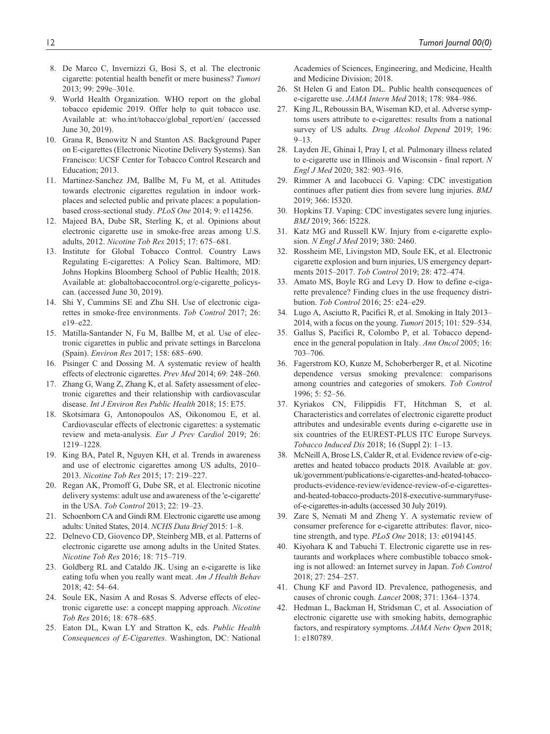8. De Marco C, Invernizzi G, Bosi S, et al. The electronic cigarette: potential health benefit or mere business? *Tumori* 2013; 99: 299e–301e.
9. World Health Organization. WHO report on the global tobacco epidemic 2019. Offer help to quit tobacco use. Available at: who.int/tobacco/global_report/en/ (accessed June 30, 2019).
10. Grana R, Benowitz N and Stanton AS. Background Paper on E-cigarettes (Electronic Nicotine Delivery Systems). San Francisco: UCSF Center for Tobacco Control Research and Education; 2013.
11. Martinez-Sanchez JM, Ballbe M, Fu M, et al. Attitudes towards electronic cigarettes regulation in indoor workplaces and selected public and private places: a population-based cross-sectional study. *PLoS One* 2014; 9: e114256.
12. Majeed BA, Dube SR, Sterling K, et al. Opinions about electronic cigarette use in smoke-free areas among U.S. adults, 2012. *Nicotine Tob Res* 2015; 17: 675–681.
13. Institute for Global Tobacco Control. Country Laws Regulating E-cigarettes: A Policy Scan. Baltimore, MD: Johns Hopkins Bloomberg School of Public Health; 2018. Available at: globaltobaccocontrol.org/e-cigarette_policyscan. (accessed June 30, 2019).
14. Shi Y, Cummins SE and Zhu SH. Use of electronic cigarettes in smoke-free environments. *Tob Control* 2017; 26: e19–e22.
15. Matilla-Santander N, Fu M, Ballbe M, et al. Use of electronic cigarettes in public and private settings in Barcelona (Spain). *Environ Res* 2017; 158: 685–690.
16. Pisinger C and Dossing M. A systematic review of health effects of electronic cigarettes. *Prev Med* 2014; 69: 248–260.
17. Zhang G, Wang Z, Zhang K, et al. Safety assessment of electronic cigarettes and their relationship with cardiovascular disease. *Int J Environ Res Public Health* 2018; 15: E75.
18. Skotsimara G, Antonopoulos AS, Oikonomou E, et al. Cardiovascular effects of electronic cigarettes: a systematic review and meta-analysis. *Eur J Prev Cardiol* 2019; 26: 1219–1228.
19. King BA, Patel R, Nguyen KH, et al. Trends in awareness and use of electronic cigarettes among US adults, 2010–2013. *Nicotine Tob Res* 2015; 17: 219–227.
20. Regan AK, Promoff G, Dube SR, et al. Electronic nicotine delivery systems: adult use and awareness of the 'e-cigarette' in the USA. *Tob Control* 2013; 22: 19–23.
21. Schoenborn CA and Gindi RM. Electronic cigarette use among adults: United States, 2014. *NCHS Data Brief* 2015: 1–8.
22. Delnevo CD, Giovenco DP, Steinberg MB, et al. Patterns of electronic cigarette use among adults in the United States. *Nicotine Tob Res* 2016; 18: 715–719.
23. Goldberg RL and Cataldo JK. Using an e-cigarette is like eating tofu when you really want meat. *Am J Health Behav* 2018; 42: 54–64.
24. Soule EK, Nasim A and Rosas S. Adverse effects of electronic cigarette use: a concept mapping approach. *Nicotine Tob Res* 2016; 18: 678–685.
25. Eaton DL, Kwan LY and Stratton K, eds. *Public Health Consequences of E-Cigarettes*. Washington, DC: National Academies of Sciences, Engineering, and Medicine, Health and Medicine Division; 2018.
26. St Helen G and Eaton DL. Public health consequences of e-cigarette use. *JAMA Intern Med* 2018; 178: 984–986.
27. King JL, Reboussin BA, Wiseman KD, et al. Adverse symptoms users attribute to e-cigarettes: results from a national survey of US adults. *Drug Alcohol Depend* 2019; 196: 9–13.
28. Layden JE, Ghinai I, Pray I, et al. Pulmonary illness related to e-cigarette use in Illinois and Wisconsin - final report. *N Engl J Med* 2020; 382: 903–916.
29. Rimmer A and Iacobucci G. Vaping: CDC investigation continues after patient dies from severe lung injuries. *BMJ* 2019; 366: l5320.
30. Hopkins TJ. Vaping: CDC investigates severe lung injuries. *BMJ* 2019; 366: l5228.
31. Katz MG and Russell KW. Injury from e-cigarette explosion. *N Engl J Med* 2019; 380: 2460.
32. Rossheim ME, Livingston MD, Soule EK, et al. Electronic cigarette explosion and burn injuries, US emergency departments 2015–2017. *Tob Control* 2019; 28: 472–474.
33. Amato MS, Boyle RG and Levy D. How to define e-cigarette prevalence? Finding clues in the use frequency distribution. *Tob Control* 2016; 25: e24–e29.
34. Lugo A, Asciutto R, Pacifici R, et al. Smoking in Italy 2013–2014, with a focus on the young. *Tumori* 2015; 101: 529–534.
35. Gallus S, Pacifici R, Colombo P, et al. Tobacco dependence in the general population in Italy. *Ann Oncol* 2005; 16: 703–706.
36. Fagerstrom KO, Kunze M, Schoberberger R, et al. Nicotine dependence versus smoking prevalence: comparisons among countries and categories of smokers. *Tob Control* 1996; 5: 52–56.
37. Kyriakos CN, Filippidis FT, Hitchman S, et al. Characteristics and correlates of electronic cigarette product attributes and undesirable events during e-cigarette use in six countries of the EUREST-PLUS ITC Europe Surveys. *Tobacco Induced Dis* 2018; 16 (Suppl 2): 1–13.
38. McNeill A, Brose LS, Calder R, et al. Evidence review of e-cigarettes and heated tobacco products 2018. Available at: gov.uk/government/publications/e-cigarettes-and-heated-tobacco-products-evidence-review/evidence-review-of-e-cigarettes-and-heated-tobacco-products-2018-executive-summary#use-of-e-cigarettes-in-adults (accessed 30 July 2019).
39. Zare S, Nemati M and Zheng Y. A systematic review of consumer preference for e-cigarette attributes: flavor, nicotine strength, and type. *PLoS One* 2018; 13: e0194145.
40. Kiyohara K and Tabuchi T. Electronic cigarette use in restaurants and workplaces where combustible tobacco smoking is not allowed: an Internet survey in Japan. *Tob Control* 2018; 27: 254–257.
41. Chung KF and Pavord ID. Prevalence, pathogenesis, and causes of chronic cough. *Lancet* 2008; 371: 1364–1374.
42. Hedman L, Backman H, Stridsman C, et al. Association of electronic cigarette use with smoking habits, demographic factors, and respiratory symptoms. *JAMA Netw Open* 2018; 1: e180789.